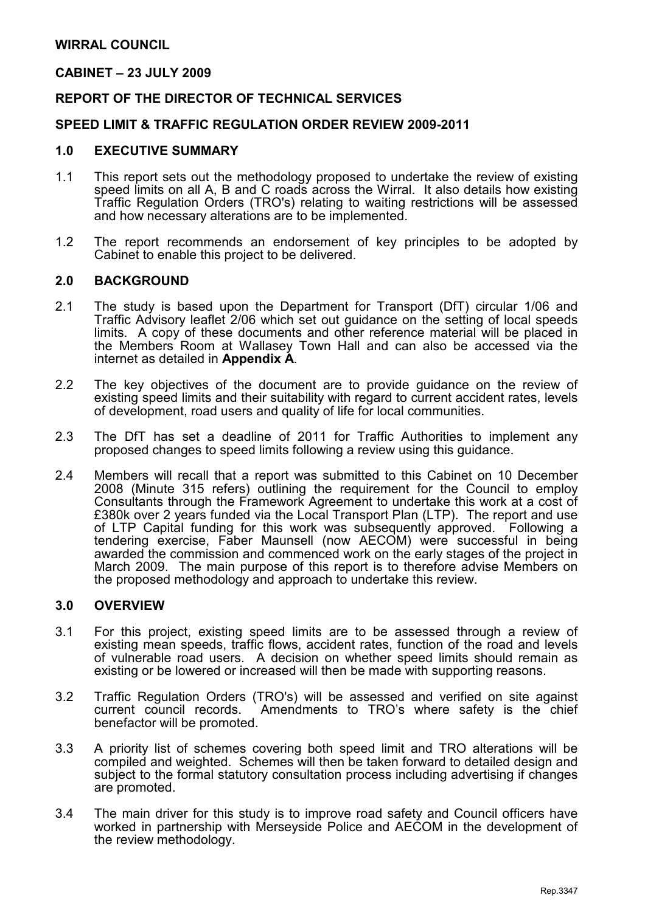**WIRRAL COUNCIL**

**CABINET – 23 JULY 2009**

**REPORT OF THE DIRECTOR OF TECHNICAL SERVICES**

**SPEED LIMIT & TRAFFIC REGULATION ORDER REVIEW 2009-2011**

## 1.0 EXECUTIVE SUMMARY

1.1 This report sets out the methodology proposed to undertake the review of existing speed limits on all A, B and C roads across the Wirral. It also details how existing Traffic Regulation Orders (TRO's) relating to waiting restrictions will be assessed and how necessary alterations are to be implemented.

1.2 The report recommends an endorsement of key principles to be adopted by Cabinet to enable this project to be delivered.

## 2.0 BACKGROUND

2.1 The study is based upon the Department for Transport (DfT) circular 1/06 and Traffic Advisory leaflet 2/06 which set out guidance on the setting of local speeds limits. A copy of these documents and other reference material will be placed in the Members Room at Wallasey Town Hall and can also be accessed via the internet as detailed in **Appendix A**.

2.2 The key objectives of the document are to provide guidance on the review of existing speed limits and their suitability with regard to current accident rates, levels of development, road users and quality of life for local communities.

2.3 The DfT has set a deadline of 2011 for Traffic Authorities to implement any proposed changes to speed limits following a review using this guidance.

2.4 Members will recall that a report was submitted to this Cabinet on 10 December 2008 (Minute 315 refers) outlining the requirement for the Council to employ Consultants through the Framework Agreement to undertake this work at a cost of £380k over 2 years funded via the Local Transport Plan (LTP). The report and use of LTP Capital funding for this work was subsequently approved. Following a tendering exercise, Faber Maunsell (now AECOM) were successful in being awarded the commission and commenced work on the early stages of the project in March 2009. The main purpose of this report is to therefore advise Members on the proposed methodology and approach to undertake this review.

## 3.0 OVERVIEW

3.1 For this project, existing speed limits are to be assessed through a review of existing mean speeds, traffic flows, accident rates, function of the road and levels of vulnerable road users. A decision on whether speed limits should remain as existing or be lowered or increased will then be made with supporting reasons.

3.2 Traffic Regulation Orders (TRO's) will be assessed and verified on site against current council records. Amendments to TRO's where safety is the chief benefactor will be promoted.

3.3 A priority list of schemes covering both speed limit and TRO alterations will be compiled and weighted. Schemes will then be taken forward to detailed design and subject to the formal statutory consultation process including advertising if changes are promoted.

3.4 The main driver for this study is to improve road safety and Council officers have worked in partnership with Merseyside Police and AECOM in the development of the review methodology.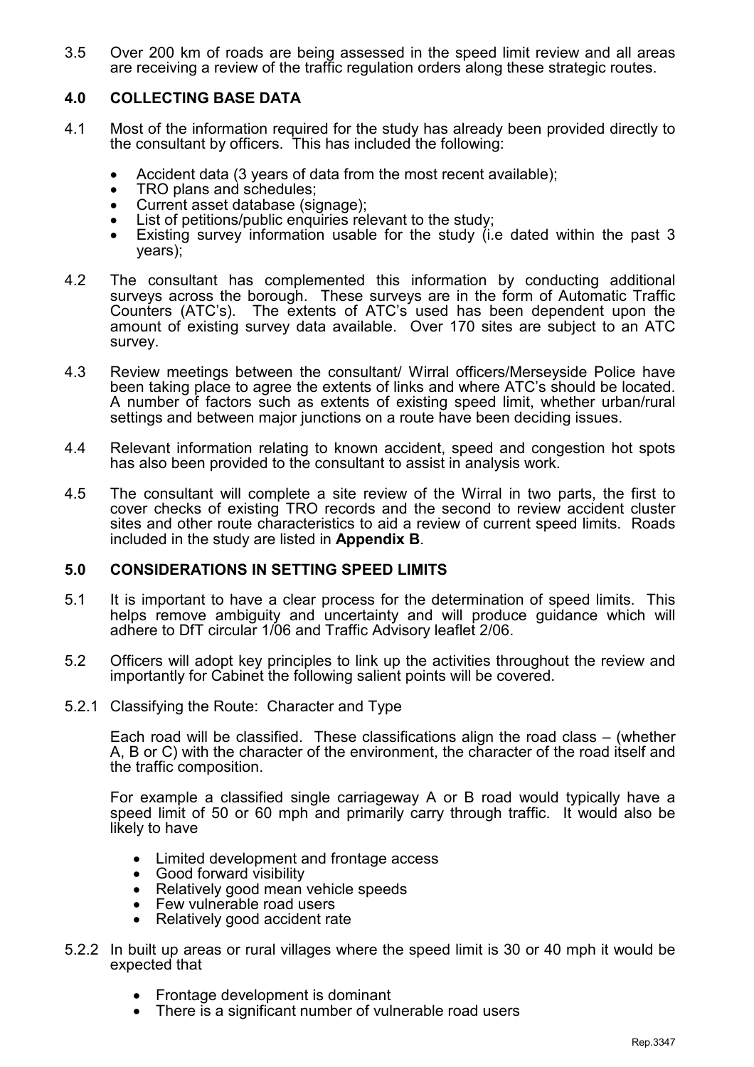3.5 Over 200 km of roads are being assessed in the speed limit review and all areas are receiving a review of the traffic regulation orders along these strategic routes.

## 4.0 COLLECTING BASE DATA

4.1 Most of the information required for the study has already been provided directly to the consultant by officers. This has included the following:

- Accident data (3 years of data from the most recent available);
- TRO plans and schedules;
- Current asset database (signage);
- List of petitions/public enquiries relevant to the study;
- Existing survey information usable for the study (i.e dated within the past 3 years);

4.2 The consultant has complemented this information by conducting additional surveys across the borough. These surveys are in the form of Automatic Traffic Counters (ATC's). The extents of ATC's used has been dependent upon the amount of existing survey data available. Over 170 sites are subject to an ATC survey.

4.3 Review meetings between the consultant/ Wirral officers/Merseyside Police have been taking place to agree the extents of links and where ATC's should be located. A number of factors such as extents of existing speed limit, whether urban/rural settings and between major junctions on a route have been deciding issues.

4.4 Relevant information relating to known accident, speed and congestion hot spots has also been provided to the consultant to assist in analysis work.

4.5 The consultant will complete a site review of the Wirral in two parts, the first to cover checks of existing TRO records and the second to review accident cluster sites and other route characteristics to aid a review of current speed limits. Roads included in the study are listed in **Appendix B**.

## 5.0 CONSIDERATIONS IN SETTING SPEED LIMITS

5.1 It is important to have a clear process for the determination of speed limits. This helps remove ambiguity and uncertainty and will produce guidance which will adhere to DfT circular 1/06 and Traffic Advisory leaflet 2/06.

5.2 Officers will adopt key principles to link up the activities throughout the review and importantly for Cabinet the following salient points will be covered.

5.2.1 Classifying the Route: Character and Type

Each road will be classified. These classifications align the road class – (whether A, B or C) with the character of the environment, the character of the road itself and the traffic composition.

For example a classified single carriageway A or B road would typically have a speed limit of 50 or 60 mph and primarily carry through traffic. It would also be likely to have

- Limited development and frontage access
- Good forward visibility
- Relatively good mean vehicle speeds
- Few vulnerable road users
- Relatively good accident rate

5.2.2 In built up areas or rural villages where the speed limit is 30 or 40 mph it would be expected that

- Frontage development is dominant
- There is a significant number of vulnerable road users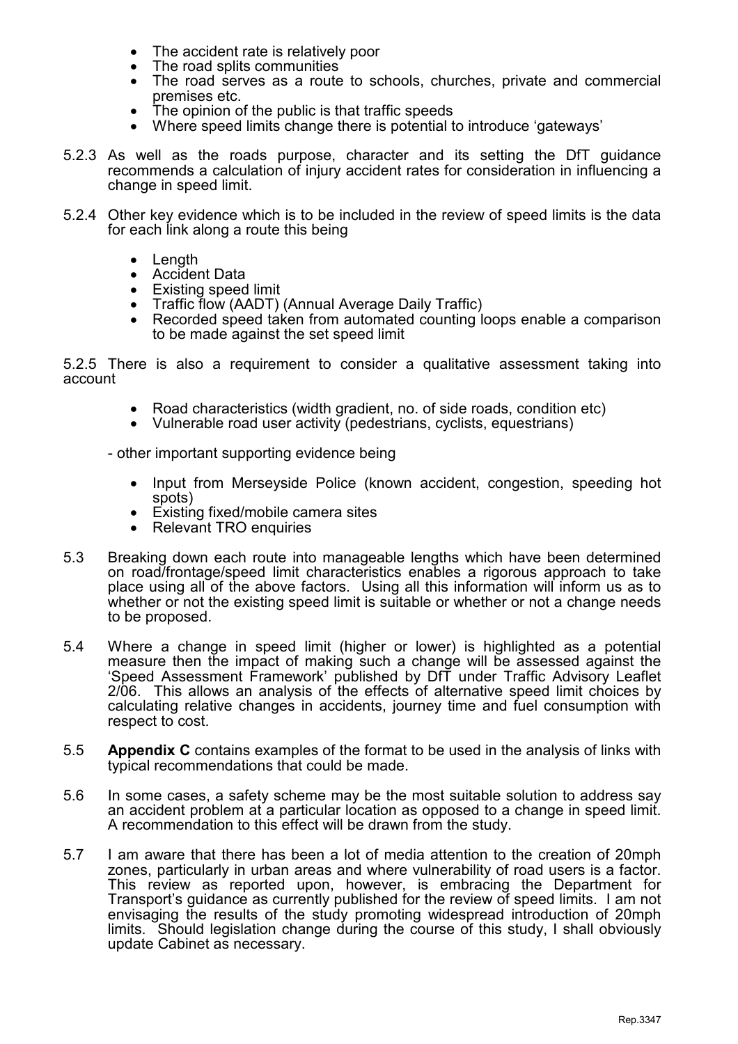- The accident rate is relatively poor
- The road splits communities
- The road serves as a route to schools, churches, private and commercial premises etc.
- The opinion of the public is that traffic speeds
- Where speed limits change there is potential to introduce 'gateways'

5.2.3 As well as the roads purpose, character and its setting the DfT guidance recommends a calculation of injury accident rates for consideration in influencing a change in speed limit.

5.2.4 Other key evidence which is to be included in the review of speed limits is the data for each link along a route this being

- Length
- Accident Data
- Existing speed limit
- Traffic flow (AADT) (Annual Average Daily Traffic)
- Recorded speed taken from automated counting loops enable a comparison to be made against the set speed limit

5.2.5 There is also a requirement to consider a qualitative assessment taking into account

- Road characteristics (width gradient, no. of side roads, condition etc)
- Vulnerable road user activity (pedestrians, cyclists, equestrians)

- other important supporting evidence being

- Input from Merseyside Police (known accident, congestion, speeding hot spots)
- Existing fixed/mobile camera sites
- Relevant TRO enquiries

5.3 Breaking down each route into manageable lengths which have been determined on road/frontage/speed limit characteristics enables a rigorous approach to take place using all of the above factors. Using all this information will inform us as to whether or not the existing speed limit is suitable or whether or not a change needs to be proposed.

5.4 Where a change in speed limit (higher or lower) is highlighted as a potential measure then the impact of making such a change will be assessed against the 'Speed Assessment Framework' published by DfT under Traffic Advisory Leaflet 2/06. This allows an analysis of the effects of alternative speed limit choices by calculating relative changes in accidents, journey time and fuel consumption with respect to cost.

5.5 **Appendix C** contains examples of the format to be used in the analysis of links with typical recommendations that could be made.

5.6 In some cases, a safety scheme may be the most suitable solution to address say an accident problem at a particular location as opposed to a change in speed limit. A recommendation to this effect will be drawn from the study.

5.7 I am aware that there has been a lot of media attention to the creation of 20mph zones, particularly in urban areas and where vulnerability of road users is a factor. This review as reported upon, however, is embracing the Department for Transport's guidance as currently published for the review of speed limits. I am not envisaging the results of the study promoting widespread introduction of 20mph limits. Should legislation change during the course of this study, I shall obviously update Cabinet as necessary.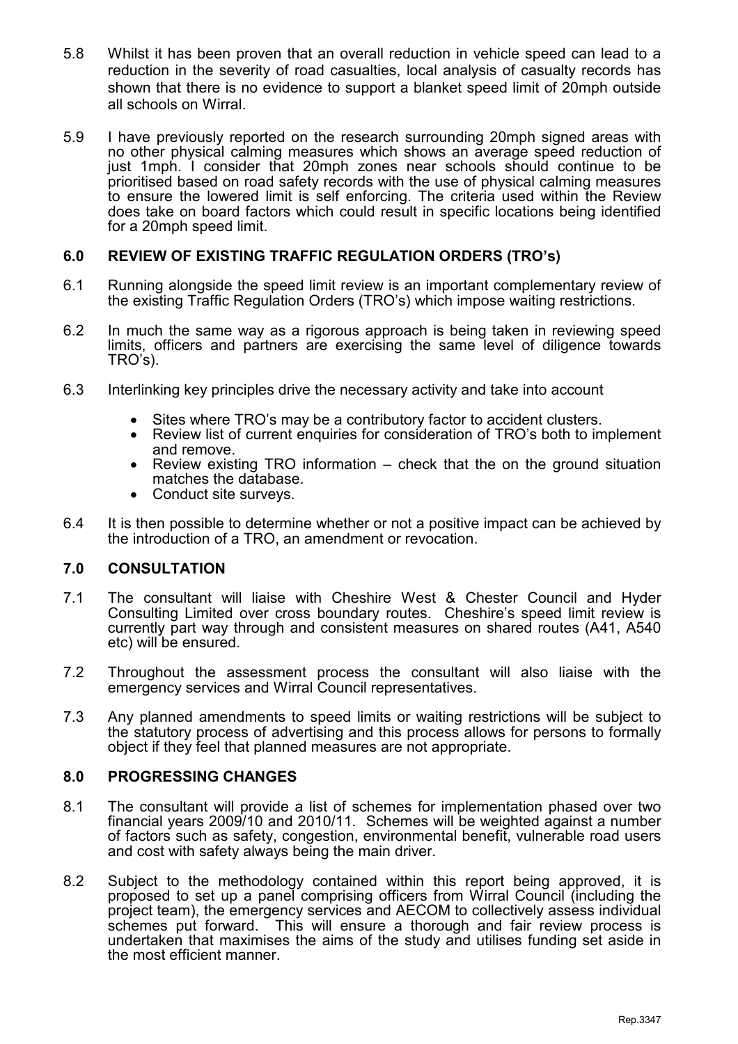5.8 Whilst it has been proven that an overall reduction in vehicle speed can lead to a reduction in the severity of road casualties, local analysis of casualty records has shown that there is no evidence to support a blanket speed limit of 20mph outside all schools on Wirral.

5.9 I have previously reported on the research surrounding 20mph signed areas with no other physical calming measures which shows an average speed reduction of just 1mph. I consider that 20mph zones near schools should continue to be prioritised based on road safety records with the use of physical calming measures to ensure the lowered limit is self enforcing. The criteria used within the Review does take on board factors which could result in specific locations being identified for a 20mph speed limit.

## 6.0 REVIEW OF EXISTING TRAFFIC REGULATION ORDERS (TRO's)

6.1 Running alongside the speed limit review is an important complementary review of the existing Traffic Regulation Orders (TRO's) which impose waiting restrictions.

6.2 In much the same way as a rigorous approach is being taken in reviewing speed limits, officers and partners are exercising the same level of diligence towards TRO's).

6.3 Interlinking key principles drive the necessary activity and take into account

- Sites where TRO's may be a contributory factor to accident clusters.
- Review list of current enquiries for consideration of TRO's both to implement and remove.
- Review existing TRO information – check that the on the ground situation matches the database.
- Conduct site surveys.

6.4 It is then possible to determine whether or not a positive impact can be achieved by the introduction of a TRO, an amendment or revocation.

## 7.0 CONSULTATION

7.1 The consultant will liaise with Cheshire West & Chester Council and Hyder Consulting Limited over cross boundary routes. Cheshire's speed limit review is currently part way through and consistent measures on shared routes (A41, A540 etc) will be ensured.

7.2 Throughout the assessment process the consultant will also liaise with the emergency services and Wirral Council representatives.

7.3 Any planned amendments to speed limits or waiting restrictions will be subject to the statutory process of advertising and this process allows for persons to formally object if they feel that planned measures are not appropriate.

## 8.0 PROGRESSING CHANGES

8.1 The consultant will provide a list of schemes for implementation phased over two financial years 2009/10 and 2010/11. Schemes will be weighted against a number of factors such as safety, congestion, environmental benefit, vulnerable road users and cost with safety always being the main driver.

8.2 Subject to the methodology contained within this report being approved, it is proposed to set up a panel comprising officers from Wirral Council (including the project team), the emergency services and AECOM to collectively assess individual schemes put forward. This will ensure a thorough and fair review process is undertaken that maximises the aims of the study and utilises funding set aside in the most efficient manner.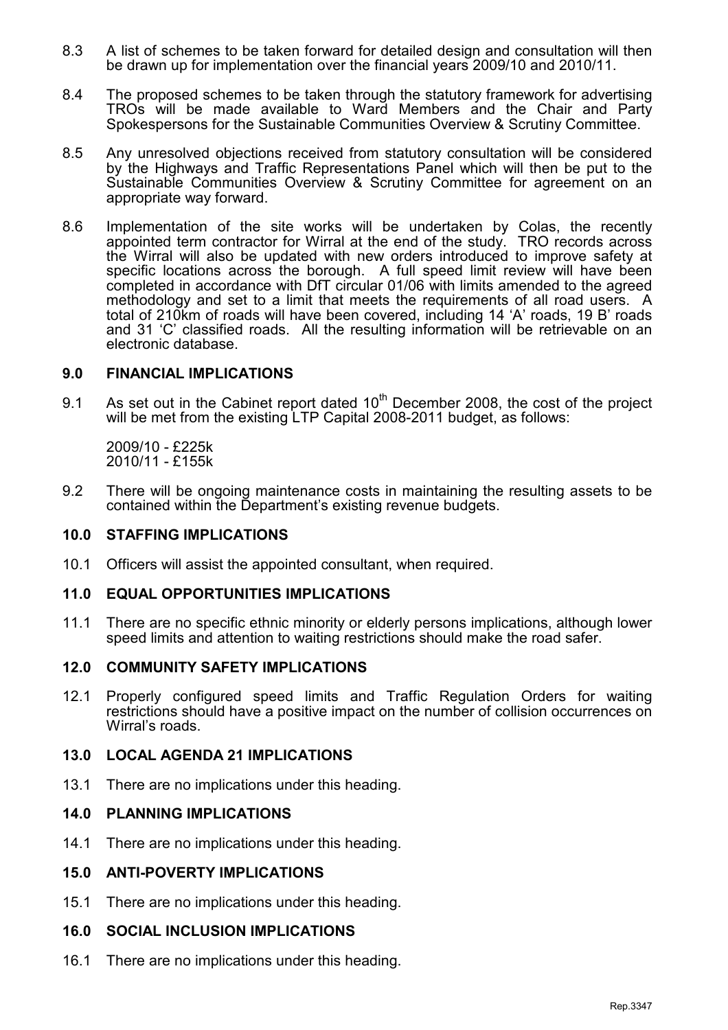8.3 A list of schemes to be taken forward for detailed design and consultation will then be drawn up for implementation over the financial years 2009/10 and 2010/11.

8.4 The proposed schemes to be taken through the statutory framework for advertising TROs will be made available to Ward Members and the Chair and Party Spokespersons for the Sustainable Communities Overview & Scrutiny Committee.

8.5 Any unresolved objections received from statutory consultation will be considered by the Highways and Traffic Representations Panel which will then be put to the Sustainable Communities Overview & Scrutiny Committee for agreement on an appropriate way forward.

8.6 Implementation of the site works will be undertaken by Colas, the recently appointed term contractor for Wirral at the end of the study. TRO records across the Wirral will also be updated with new orders introduced to improve safety at specific locations across the borough. A full speed limit review will have been completed in accordance with DfT circular 01/06 with limits amended to the agreed methodology and set to a limit that meets the requirements of all road users. A total of 210km of roads will have been covered, including 14 'A' roads, 19 B' roads and 31 'C' classified roads. All the resulting information will be retrievable on an electronic database.

## 9.0 FINANCIAL IMPLICATIONS

9.1 As set out in the Cabinet report dated 10th December 2008, the cost of the project will be met from the existing LTP Capital 2008-2011 budget, as follows:

2009/10 - £225k
2010/11 - £155k

9.2 There will be ongoing maintenance costs in maintaining the resulting assets to be contained within the Department's existing revenue budgets.

## 10.0 STAFFING IMPLICATIONS

10.1 Officers will assist the appointed consultant, when required.

## 11.0 EQUAL OPPORTUNITIES IMPLICATIONS

11.1 There are no specific ethnic minority or elderly persons implications, although lower speed limits and attention to waiting restrictions should make the road safer.

## 12.0 COMMUNITY SAFETY IMPLICATIONS

12.1 Properly configured speed limits and Traffic Regulation Orders for waiting restrictions should have a positive impact on the number of collision occurrences on Wirral's roads.

## 13.0 LOCAL AGENDA 21 IMPLICATIONS

13.1 There are no implications under this heading.

## 14.0 PLANNING IMPLICATIONS

14.1 There are no implications under this heading.

## 15.0 ANTI-POVERTY IMPLICATIONS

15.1 There are no implications under this heading.

## 16.0 SOCIAL INCLUSION IMPLICATIONS

16.1 There are no implications under this heading.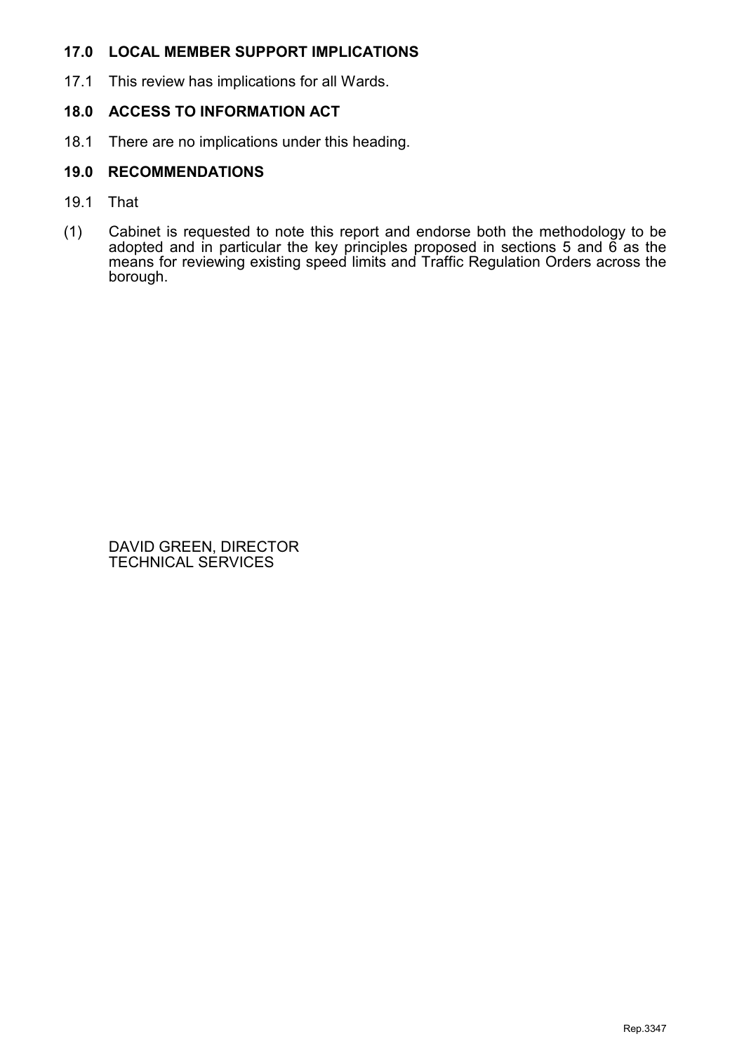## 17.0 LOCAL MEMBER SUPPORT IMPLICATIONS

17.1 This review has implications for all Wards.

## 18.0 ACCESS TO INFORMATION ACT

18.1 There are no implications under this heading.

## 19.0 RECOMMENDATIONS

19.1 That

(1) Cabinet is requested to note this report and endorse both the methodology to be adopted and in particular the key principles proposed in sections 5 and 6 as the means for reviewing existing speed limits and Traffic Regulation Orders across the borough.

DAVID GREEN, DIRECTOR
TECHNICAL SERVICES

Rep.3347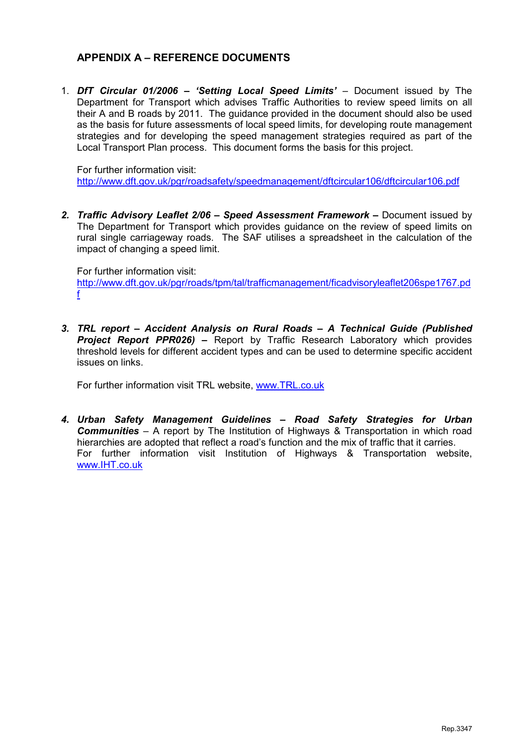## APPENDIX A – REFERENCE DOCUMENTS

1. ***DfT Circular 01/2006 – 'Setting Local Speed Limits'*** – Document issued by The Department for Transport which advises Traffic Authorities to review speed limits on all their A and B roads by 2011. The guidance provided in the document should also be used as the basis for future assessments of local speed limits, for developing route management strategies and for developing the speed management strategies required as part of the Local Transport Plan process. This document forms the basis for this project.

   For further information visit:
   http://www.dft.gov.uk/pgr/roadsafety/speedmanagement/dftcircular106/dftcircular106.pdf

2. ***Traffic Advisory Leaflet 2/06 – Speed Assessment Framework*** **–** Document issued by The Department for Transport which provides guidance on the review of speed limits on rural single carriageway roads. The SAF utilises a spreadsheet in the calculation of the impact of changing a speed limit.

   For further information visit:
   http://www.dft.gov.uk/pgr/roads/tpm/tal/trafficmanagement/ficadvisoryleaflet206spe1767.pdf

3. ***TRL report – Accident Analysis on Rural Roads – A Technical Guide (Published Project Report PPR026)*** **–** Report by Traffic Research Laboratory which provides threshold levels for different accident types and can be used to determine specific accident issues on links.

   For further information visit TRL website, www.TRL.co.uk

4. ***Urban Safety Management Guidelines – Road Safety Strategies for Urban Communities*** – A report by The Institution of Highways & Transportation in which road hierarchies are adopted that reflect a road's function and the mix of traffic that it carries.
   For further information visit Institution of Highways & Transportation website, www.IHT.co.uk

Rep.3347